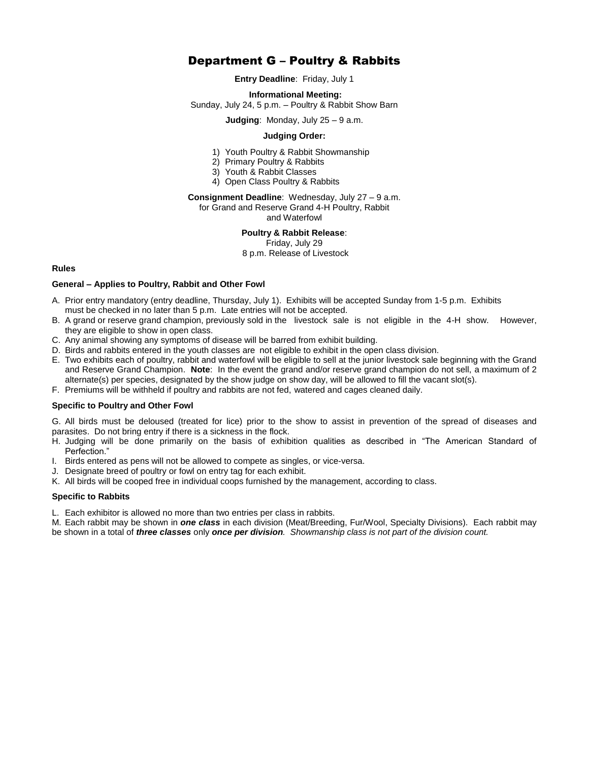# Department G – Poultry & Rabbits

**Entry Deadline**: Friday, July 1

**Informational Meeting:**
Sunday, July 24, 5 p.m. – Poultry & Rabbit Show Barn

**Judging**: Monday, July 25 – 9 a.m.

**Judging Order:**

1) Youth Poultry & Rabbit Showmanship
2) Primary Poultry & Rabbits
3) Youth & Rabbit Classes
4) Open Class Poultry & Rabbits

**Consignment Deadline**: Wednesday, July 27 – 9 a.m.
for Grand and Reserve Grand 4-H Poultry, Rabbit and Waterfowl

**Poultry & Rabbit Release**:
Friday, July 29
8 p.m. Release of Livestock

### Rules

#### General – Applies to Poultry, Rabbit and Other Fowl

A. Prior entry mandatory (entry deadline, Thursday, July 1). Exhibits will be accepted Sunday from 1-5 p.m. Exhibits must be checked in no later than 5 p.m. Late entries will not be accepted.
B. A grand or reserve grand champion, previously sold in the livestock sale is not eligible in the 4-H show. However, they are eligible to show in open class.
C. Any animal showing any symptoms of disease will be barred from exhibit building.
D. Birds and rabbits entered in the youth classes are not eligible to exhibit in the open class division.
E. Two exhibits each of poultry, rabbit and waterfowl will be eligible to sell at the junior livestock sale beginning with the Grand and Reserve Grand Champion. **Note**: In the event the grand and/or reserve grand champion do not sell, a maximum of 2 alternate(s) per species, designated by the show judge on show day, will be allowed to fill the vacant slot(s).
F. Premiums will be withheld if poultry and rabbits are not fed, watered and cages cleaned daily.

#### Specific to Poultry and Other Fowl

G. All birds must be deloused (treated for lice) prior to the show to assist in prevention of the spread of diseases and parasites. Do not bring entry if there is a sickness in the flock.
H. Judging will be done primarily on the basis of exhibition qualities as described in "The American Standard of Perfection."
I. Birds entered as pens will not be allowed to compete as singles, or vice-versa.
J. Designate breed of poultry or fowl on entry tag for each exhibit.
K. All birds will be cooped free in individual coops furnished by the management, according to class.

#### Specific to Rabbits

L. Each exhibitor is allowed no more than two entries per class in rabbits.
M. Each rabbit may be shown in ***one class*** in each division (Meat/Breeding, Fur/Wool, Specialty Divisions). Each rabbit may be shown in a total of ***three classes*** only ***once per division****. Showmanship class is not part of the division count.*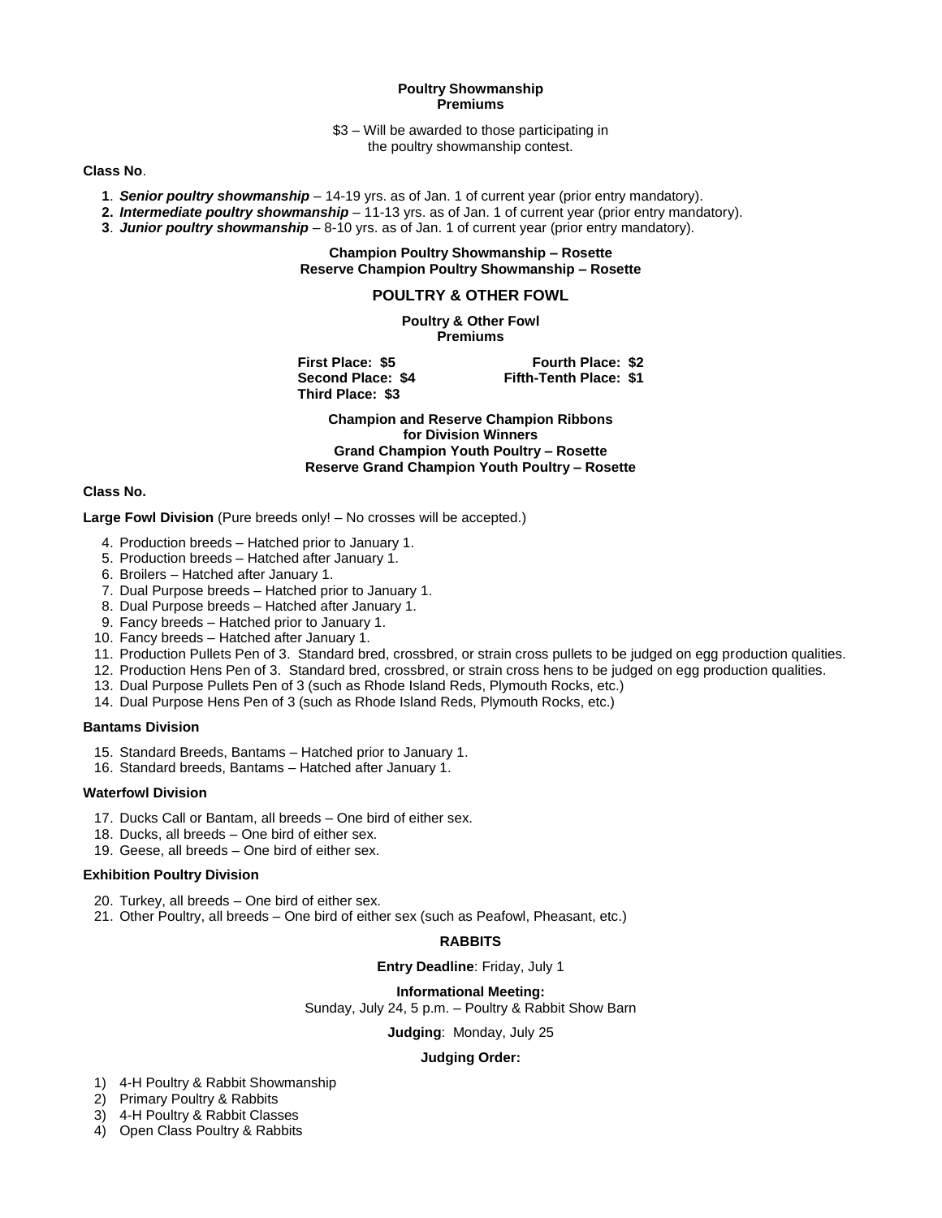**Poultry Showmanship**
**Premiums**

$3 – Will be awarded to those participating in the poultry showmanship contest.

**Class No**.

1. ***Senior poultry showmanship*** – 14-19 yrs. as of Jan. 1 of current year (prior entry mandatory).
2. ***Intermediate poultry showmanship*** – 11-13 yrs. as of Jan. 1 of current year (prior entry mandatory).
3. ***Junior poultry showmanship*** – 8-10 yrs. as of Jan. 1 of current year (prior entry mandatory).

**Champion Poultry Showmanship – Rosette**
**Reserve Champion Poultry Showmanship – Rosette**

## POULTRY & OTHER FOWL

**Poultry & Other Fowl**
**Premiums**

**First Place: $5**
**Second Place: $4**
**Third Place: $3**
**Fourth Place: $2**
**Fifth-Tenth Place: $1**

**Champion and Reserve Champion Ribbons for Division Winners**
**Grand Champion Youth Poultry – Rosette**
**Reserve Grand Champion Youth Poultry – Rosette**

**Class No.**

**Large Fowl Division** (Pure breeds only! – No crosses will be accepted.)

4. Production breeds – Hatched prior to January 1.
5. Production breeds – Hatched after January 1.
6. Broilers – Hatched after January 1.
7. Dual Purpose breeds – Hatched prior to January 1.
8. Dual Purpose breeds – Hatched after January 1.
9. Fancy breeds – Hatched prior to January 1.
10. Fancy breeds – Hatched after January 1.
11. Production Pullets Pen of 3. Standard bred, crossbred, or strain cross pullets to be judged on egg production qualities.
12. Production Hens Pen of 3. Standard bred, crossbred, or strain cross hens to be judged on egg production qualities.
13. Dual Purpose Pullets Pen of 3 (such as Rhode Island Reds, Plymouth Rocks, etc.)
14. Dual Purpose Hens Pen of 3 (such as Rhode Island Reds, Plymouth Rocks, etc.)

**Bantams Division**

15. Standard Breeds, Bantams – Hatched prior to January 1.
16. Standard breeds, Bantams – Hatched after January 1.

**Waterfowl Division**

17. Ducks Call or Bantam, all breeds – One bird of either sex.
18. Ducks, all breeds – One bird of either sex.
19. Geese, all breeds – One bird of either sex.

**Exhibition Poultry Division**

20. Turkey, all breeds – One bird of either sex.
21. Other Poultry, all breeds – One bird of either sex (such as Peafowl, Pheasant, etc.)

## RABBITS

**Entry Deadline**: Friday, July 1

**Informational Meeting:**
Sunday, July 24, 5 p.m. – Poultry & Rabbit Show Barn

**Judging**: Monday, July 25

**Judging Order:**

1) 4-H Poultry & Rabbit Showmanship
2) Primary Poultry & Rabbits
3) 4-H Poultry & Rabbit Classes
4) Open Class Poultry & Rabbits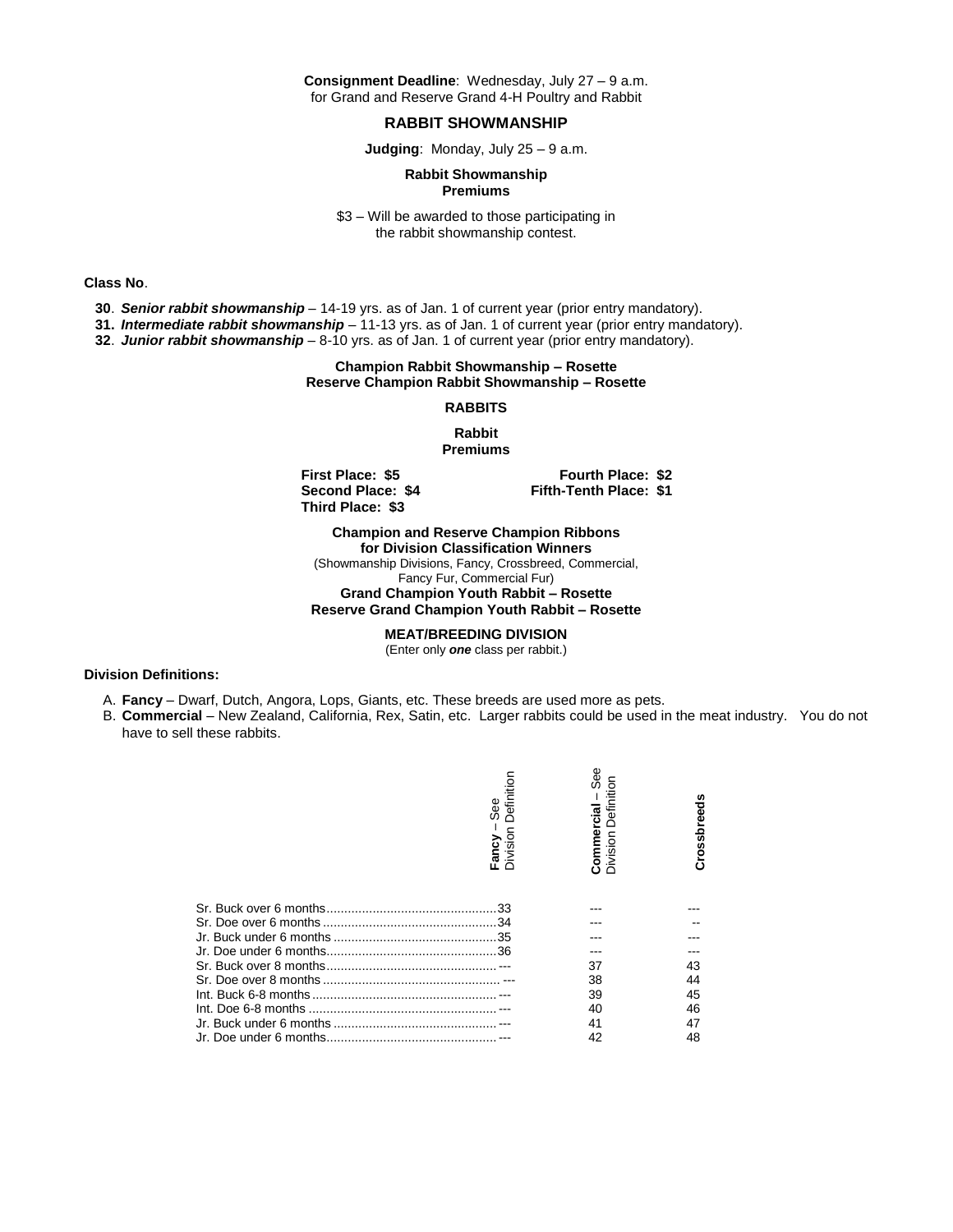**Consignment Deadline**: Wednesday, July 27 – 9 a.m.
for Grand and Reserve Grand 4-H Poultry and Rabbit

## RABBIT SHOWMANSHIP

**Judging**: Monday, July 25 – 9 a.m.

**Rabbit Showmanship Premiums**

$3 – Will be awarded to those participating in the rabbit showmanship contest.

**Class No**.

**30**. ***Senior rabbit showmanship*** – 14-19 yrs. as of Jan. 1 of current year (prior entry mandatory).
**31.** ***Intermediate rabbit showmanship*** – 11-13 yrs. as of Jan. 1 of current year (prior entry mandatory).
**32**. ***Junior rabbit showmanship*** – 8-10 yrs. as of Jan. 1 of current year (prior entry mandatory).

**Champion Rabbit Showmanship – Rosette**
**Reserve Champion Rabbit Showmanship – Rosette**

## RABBITS

**Rabbit Premiums**

**First Place: $5**
**Second Place: $4**
**Third Place: $3**
**Fourth Place: $2**
**Fifth-Tenth Place: $1**

**Champion and Reserve Champion Ribbons for Division Classification Winners**
(Showmanship Divisions, Fancy, Crossbreed, Commercial, Fancy Fur, Commercial Fur)
**Grand Champion Youth Rabbit – Rosette**
**Reserve Grand Champion Youth Rabbit – Rosette**

**MEAT/BREEDING DIVISION**
(Enter only ***one*** class per rabbit.)

**Division Definitions:**

A. **Fancy** – Dwarf, Dutch, Angora, Lops, Giants, etc. These breeds are used more as pets.
B. **Commercial** – New Zealand, California, Rex, Satin, etc. Larger rabbits could be used in the meat industry. You do not have to sell these rabbits.

| | **Fancy** – See Division Definition | **Commercial** – See Division Definition | **Crossbreeds** |
|---|---|---|---|
| Sr. Buck over 6 months | 33 | --- | --- |
| Sr. Doe over 6 months | 34 | --- | -- |
| Jr. Buck under 6 months | 35 | --- | --- |
| Jr. Doe under 6 months | 36 | --- | --- |
| Sr. Buck over 8 months | --- | 37 | 43 |
| Sr. Doe over 8 months | --- | 38 | 44 |
| Int. Buck 6-8 months | --- | 39 | 45 |
| Int. Doe 6-8 months | --- | 40 | 46 |
| Jr. Buck under 6 months | --- | 41 | 47 |
| Jr. Doe under 6 months | --- | 42 | 48 |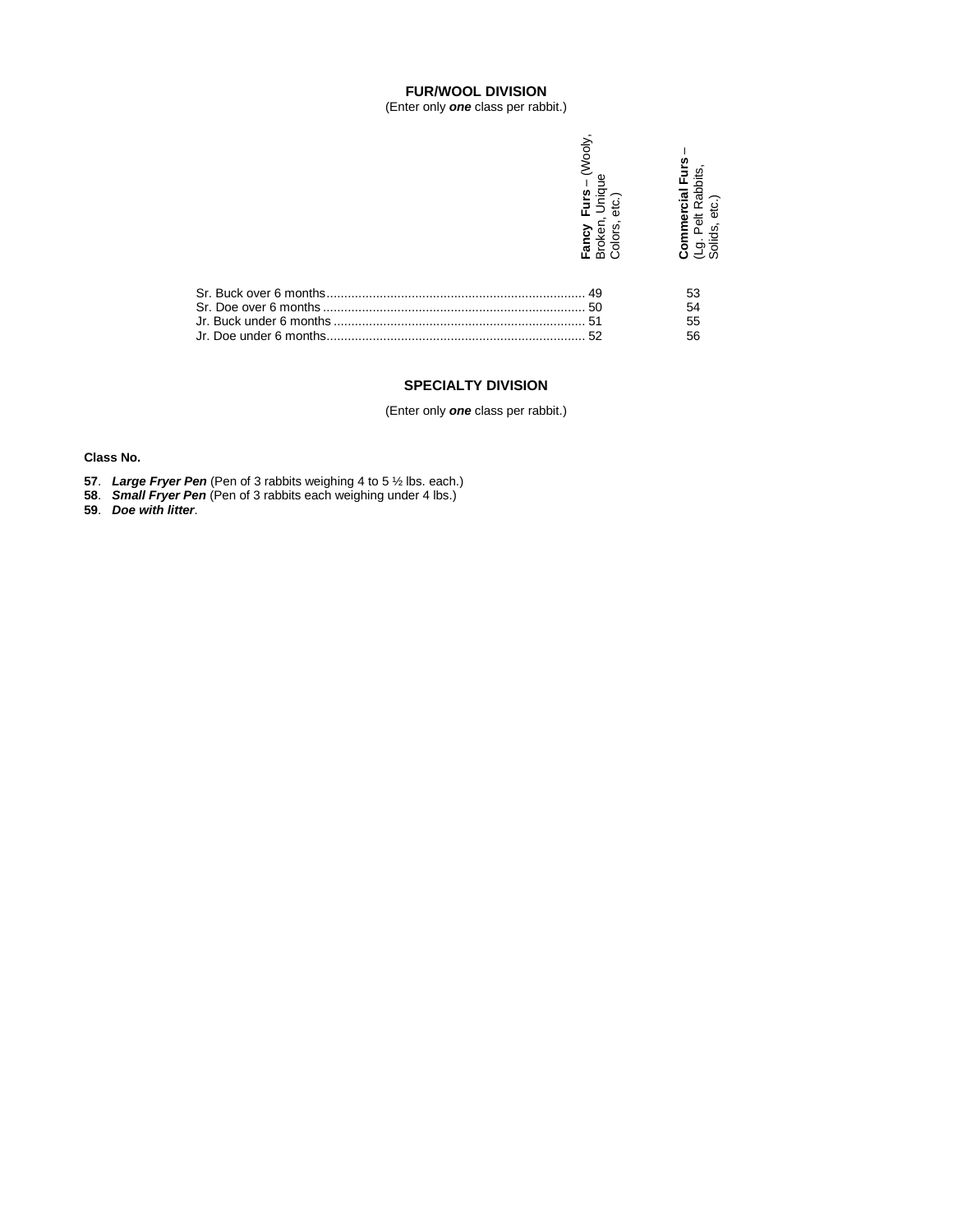## FUR/WOOL DIVISION

(Enter only ***one*** class per rabbit.)

| | **Fancy Furs** – (Wooly, Broken, Unique Colors, etc.) | **Commercial Furs** – (Lg. Pelt Rabbits, Solids, etc.) |
|---|---|---|
| Sr. Buck over 6 months | 49 | 53 |
| Sr. Doe over 6 months | 50 | 54 |
| Jr. Buck under 6 months | 51 | 55 |
| Jr. Doe under 6 months | 52 | 56 |

## SPECIALTY DIVISION

(Enter only ***one*** class per rabbit.)

**Class No.**

**57**. ***Large Fryer Pen*** (Pen of 3 rabbits weighing 4 to 5 ½ lbs. each.)
**58**. ***Small Fryer Pen*** (Pen of 3 rabbits each weighing under 4 lbs.)
**59**. ***Doe with litter***.